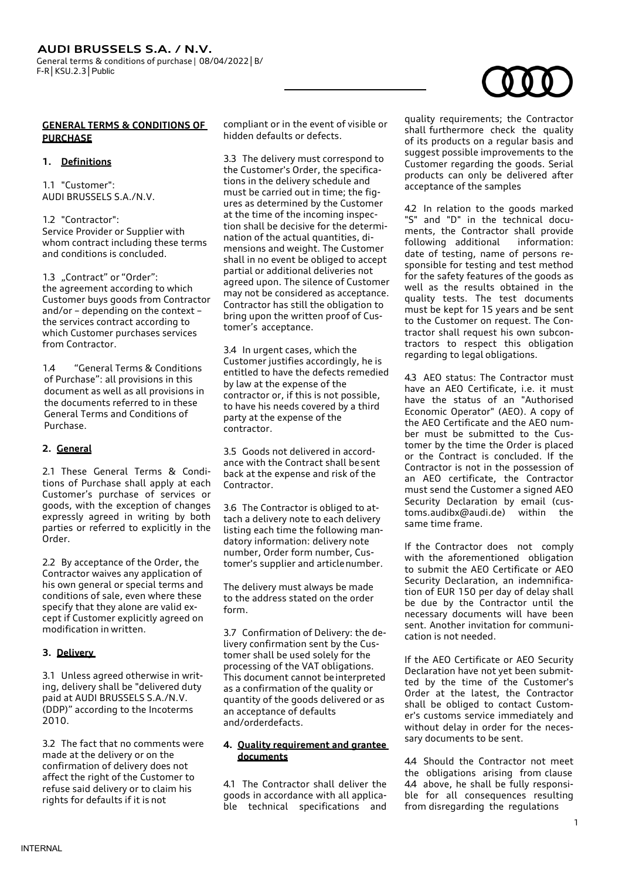# GENERAL TERMS & CONDITIONS OF PURCHASE

## 1. Definitions

1.1 "Customer": AUDI BRUSSELS S.A./N.V.

1.2 "Contractor": Service Provider or Supplier with whom contract including these terms and conditions is concluded.

1.3 „Contract" or "Order": the agreement according to which Customer buys goods from Contractor and/or – depending on the context – the services contract according to which Customer purchases services from Contractor.

1.4 "General Terms & Conditions of Purchase": all provisions in this document as well as all provisions in the documents referred to in these General Terms and Conditions of Purchase.

## 2. General

2.1 These General Terms & Conditions of Purchase shall apply at each Customer's purchase of services or goods, with the exception of changes expressly agreed in writing by both parties or referred to explicitly in the Order.

2.2 By acceptance of the Order, the Contractor waives any application of his own general or special terms and conditions of sale, even where these specify that they alone are valid except if Customer explicitly agreed on modification in written.

## 3. Delivery

3.1 Unless agreed otherwise in writing, delivery shall be "delivered duty paid at AUDI BRUSSELS S.A./N.V. (DDP)" according to the Incoterms 2010.

3.2 The fact that no comments were made at the delivery or on the confirmation of delivery does not affect the right of the Customer to refuse said delivery or to claim his rights for defaults if it is not compliant or in the event of visible or hidden defaults or defects.

3.3 The delivery must correspond to the Customer's Order, the specifications in the delivery schedule and must be carried out in time; the figures as determined by the Customer at the time of the incoming inspection shall be decisive for the determination of the actual quantities, dimensions and weight. The Customer shall in no event be obliged to accept partial or additional deliveries not agreed upon. The silence of Customer may not be considered as acceptance. Contractor has still the obligation to bring upon the written proof of Customer's acceptance.

3.4 In urgent cases, which the Customer justifies accordingly, he is entitled to have the defects remedied by law at the expense of the contractor or, if this is not possible, to have his needs covered by a third party at the expense of the contractor.

3.5 Goods not delivered in accordance with the Contract shall be sent back at the expense and risk of the Contractor.

3.6 The Contractor is obliged to attach a delivery note to each delivery listing each time the following mandatory information: delivery note number, Order form number, Customer's supplier and article number.

The delivery must always be made to the address stated on the order form.

3.7 Confirmation of Delivery: the delivery confirmation sent by the Customer shall be used solely for the processing of the VAT obligations. This document cannot be interpreted as a confirmation of the quality or quantity of the goods delivered or as an acceptance of defaults and/orderdefacts.

## 4. Quality requirement and grantee documents

4.1 The Contractor shall deliver the goods in accordance with all applicable technical specifications and quality requirements; the Contractor shall furthermore check the quality of its products on a regular basis and suggest possible improvements to the Customer regarding the goods. Serial products can only be delivered after acceptance of the samples

4.2 In relation to the goods marked "S" and "D" in the technical documents, the Contractor shall provide following additional information: date of testing, name of persons responsible for testing and test method for the safety features of the goods as well as the results obtained in the quality tests. The test documents must be kept for 15 years and be sent to the Customer on request. The Contractor shall request his own subcontractors to respect this obligation regarding to legal obligations.

4.3 AEO status: The Contractor must have an AEO Certificate, i.e. it must have the status of an "Authorised Economic Operator" (AEO). A copy of the AEO Certificate and the AEO number must be submitted to the Customer by the time the Order is placed or the Contract is concluded. If the Contractor is not in the possession of an AEO certificate, the Contractor must send the Customer a signed AEO Security Declaration by email (customs.audibx@audi.de) within the same time frame.

If the Contractor does not comply with the aforementioned obligation to submit the AEO Certificate or AEO Security Declaration, an indemnification of EUR 150 per day of delay shall be due by the Contractor until the necessary documents will have been sent. Another invitation for communication is not needed.

If the AEO Certificate or AEO Security Declaration have not yet been submitted by the time of the Customer's Order at the latest, the Contractor shall be obliged to contact Customer's customs service immediately and without delay in order for the necessary documents to be sent.

4.4 Should the Contractor not meet the obligations arising from clause 4.4 above, he shall be fully responsible for all consequences resulting from disregarding the regulations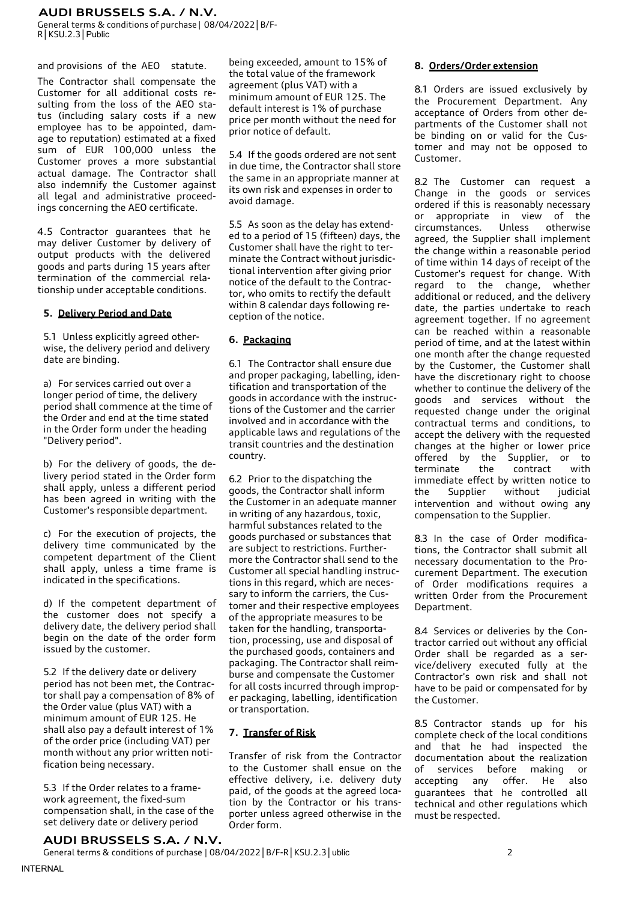and provisions of the AEO statute.

The Contractor shall compensate the Customer for all additional costs resulting from the loss of the AEO status (including salary costs if a new employee has to be appointed, damage to reputation) estimated at a fixed sum of EUR 100,000 unless the Customer proves a more substantial actual damage. The Contractor shall also indemnify the Customer against all legal and administrative proceedings concerning the AEO certificate.

4.5 Contractor guarantees that he may deliver Customer by delivery of output products with the delivered goods and parts during 15 years after termination of the commercial relationship under acceptable conditions.

### 5. Delivery Period and Date

5.1 Unless explicitly agreed otherwise, the delivery period and delivery date are binding.

a) For services carried out over a longer period of time, the delivery period shall commence at the time of the Order and end at the time stated in the Order form under the heading "Delivery period".

b) For the delivery of goods, the delivery period stated in the Order form shall apply, unless a different period has been agreed in writing with the Customer's responsible department.

c) For the execution of projects, the delivery time communicated by the competent department of the Client shall apply, unless a time frame is indicated in the specifications.

d) If the competent department of the customer does not specify a delivery date, the delivery period shall begin on the date of the order form issued by the customer.

5.2 If the delivery date or delivery period has not been met, the Contractor shall pay a compensation of 8% of the Order value (plus VAT) with a minimum amount of EUR 125. He shall also pay a default interest of 1% of the order price (including VAT) per month without any prior written notification being necessary.

5.3 If the Order relates to a framework agreement, the fixed-sum compensation shall, in the case of the set delivery date or delivery period being exceeded, amount to 15% of the total value of the framework agreement (plus VAT) with a minimum amount of EUR 125. The default interest is 1% of purchase price per month without the need for prior notice of default.

5.4 If the goods ordered are not sent in due time, the Contractor shall store the same in an appropriate manner at its own risk and expenses in order to avoid damage.

5.5 As soon as the delay has extended to a period of 15 (fifteen) days, the Customer shall have the right to terminate the Contract without jurisdictional intervention after giving prior notice of the default to the Contractor, who omits to rectify the default within 8 calendar days following reception of the notice.

### 6. Packaging

6.1 The Contractor shall ensure due and proper packaging, labelling, identification and transportation of the goods in accordance with the instructions of the Customer and the carrier involved and in accordance with the applicable laws and regulations of the transit countries and the destination country.

6.2 Prior to the dispatching the goods, the Contractor shall inform the Customer in an adequate manner in writing of any hazardous, toxic, harmful substances related to the goods purchased or substances that are subject to restrictions. Furthermore the Contractor shall send to the Customer all special handling instructions in this regard, which are necessary to inform the carriers, the Customer and their respective employees of the appropriate measures to be taken for the handling, transportation, processing, use and disposal of the purchased goods, containers and packaging. The Contractor shall reimburse and compensate the Customer for all costs incurred through improper packaging, labelling, identification or transportation.

### 7. Transfer of Risk

Transfer of risk from the Contractor to the Customer shall ensue on the effective delivery, i.e. delivery duty paid, of the goods at the agreed location by the Contractor or his transporter unless agreed otherwise in the Order form.

### 8. Orders/Order extension

8.1 Orders are issued exclusively by the Procurement Department. Any acceptance of Orders from other departments of the Customer shall not be binding on or valid for the Customer and may not be opposed to Customer.

8.2 The Customer can request a Change in the goods or services ordered if this is reasonably necessary or appropriate in view of the circumstances. Unless otherwise agreed, the Supplier shall implement the change within a reasonable period of time within 14 days of receipt of the Customer's request for change. With regard to the change, whether additional or reduced, and the delivery date, the parties undertake to reach agreement together. If no agreement can be reached within a reasonable period of time, and at the latest within one month after the change requested by the Customer, the Customer shall have the discretionary right to choose whether to continue the delivery of the goods and services without the requested change under the original contractual terms and conditions, to accept the delivery with the requested changes at the higher or lower price offered by the Supplier, or to terminate the contract with immediate effect by written notice to the Supplier without judicial intervention and without owing any compensation to the Supplier.

8.3 In the case of Order modifications, the Contractor shall submit all necessary documentation to the Procurement Department. The execution of Order modifications requires a written Order from the Procurement Department.

8.4 Services or deliveries by the Contractor carried out without any official Order shall be regarded as a service/delivery executed fully at the Contractor's own risk and shall not have to be paid or compensated for by the Customer.

8.5 Contractor stands up for his complete check of the local conditions and that he had inspected the documentation about the realization of services before making or accepting any offer. He also guarantees that he controlled all technical and other regulations which must be respected.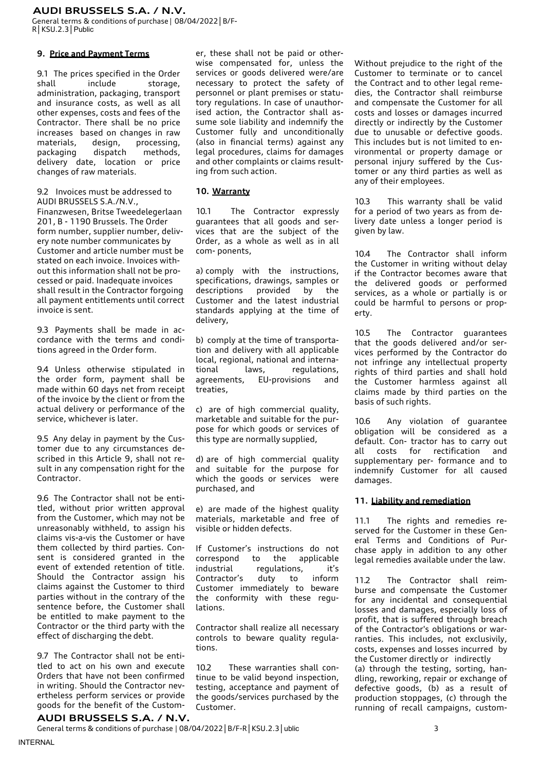## 9. Price and Payment Terms

9.1 The prices specified in the Order shall include storage, administration, packaging, transport and insurance costs, as well as all other expenses, costs and fees of the Contractor. There shall be no price increases based on changes in raw materials, design, processing, packaging dispatch methods, delivery date, location or price changes of raw materials.

9.2 Invoices must be addressed to AUDI BRUSSELS S.A./N.V., Finanzwesen, Britse Tweedelegerlaan 201, B - 1190 Brussels. The Order form number, supplier number, delivery note number communicates by Customer and article number must be stated on each invoice. Invoices without this information shall not be processed or paid. Inadequate invoices shall result in the Contractor forgoing all payment entitlements until correct invoice is sent.

9.3 Payments shall be made in accordance with the terms and conditions agreed in the Order form.

9.4 Unless otherwise stipulated in the order form, payment shall be made within 60 days net from receipt of the invoice by the client or from the actual delivery or performance of the service, whichever is later.

9.5 Any delay in payment by the Customer due to any circumstances described in this Article 9, shall not result in any compensation right for the Contractor.

9.6 The Contractor shall not be entitled, without prior written approval from the Customer, which may not be unreasonably withheld, to assign his claims vis-a-vis the Customer or have them collected by third parties. Consent is considered granted in the event of extended retention of title. Should the Contractor assign his claims against the Customer to third parties without in the contrary of the sentence before, the Customer shall be entitled to make payment to the Contractor or the third party with the effect of discharging the debt.

9.7 The Contractor shall not be entitled to act on his own and execute Orders that have not been confirmed in writing. Should the Contractor nevertheless perform services or provide goods for the benefit of the Customer, these shall not be paid or otherwise compensated for, unless the services or goods delivered were/are necessary to protect the safety of personnel or plant premises or statutory regulations. In case of unauthorised action, the Contractor shall assume sole liability and indemnify the Customer fully and unconditionally (also in financial terms) against any legal procedures, claims for damages and other complaints or claims resulting from such action.

## 10. Warranty

10.1 The Contractor expressly guarantees that all goods and services that are the subject of the Order, as a whole as well as in all com- ponents,

a) comply with the instructions, specifications, drawings, samples or descriptions provided by the Customer and the latest industrial standards applying at the time of delivery,

b) comply at the time of transportation and delivery with all applicable local, regional, national and international laws, regulations, agreements, EU-provisions and treaties,

c) are of high commercial quality, marketable and suitable for the purpose for which goods or services of this type are normally supplied,

d) are of high commercial quality and suitable for the purpose for which the goods or services were purchased, and

e) are made of the highest quality materials, marketable and free of visible or hidden defects.

If Customer's instructions do not correspond to the applicable industrial regulations, it's Contractor's duty to inform Customer immediately to beware the conformity with these regulations.

Contractor shall realize all necessary controls to beware quality regulations.

10.2 These warranties shall continue to be valid beyond inspection, testing, acceptance and payment of the goods/services purchased by the Customer.

Without prejudice to the right of the Customer to terminate or to cancel the Contract and to other legal remedies, the Contractor shall reimburse and compensate the Customer for all costs and losses or damages incurred directly or indirectly by the Customer due to unusable or defective goods. This includes but is not limited to environmental or property damage or personal injury suffered by the Customer or any third parties as well as any of their employees.

10.3 This warranty shall be valid for a period of two years as from delivery date unless a longer period is given by law.

10.4 The Contractor shall inform the Customer in writing without delay if the Contractor becomes aware that the delivered goods or performed services, as a whole or partially is or could be harmful to persons or property.

10.5 The Contractor guarantees that the goods delivered and/or services performed by the Contractor do not infringe any intellectual property rights of third parties and shall hold the Customer harmless against all claims made by third parties on the basis of such rights.

10.6 Any violation of guarantee obligation will be considered as a default. Con- tractor has to carry out all costs for rectification and supplementary per- formance and to indemnify Customer for all caused damages.

## 11. Liability and remediation

11.1 The rights and remedies reserved for the Customer in these General Terms and Conditions of Purchase apply in addition to any other legal remedies available under the law.

11.2 The Contractor shall reimburse and compensate the Customer for any incidental and consequential losses and damages, especially loss of profit, that is suffered through breach of the Contractor's obligations or warranties. This includes, not exclusivily, costs, expenses and losses incurred by the Customer directly or indirectly (a) through the testing, sorting, handling, reworking, repair or exchange of defective goods, (b) as a result of production stoppages, (c) through the running of recall campaigns, custom-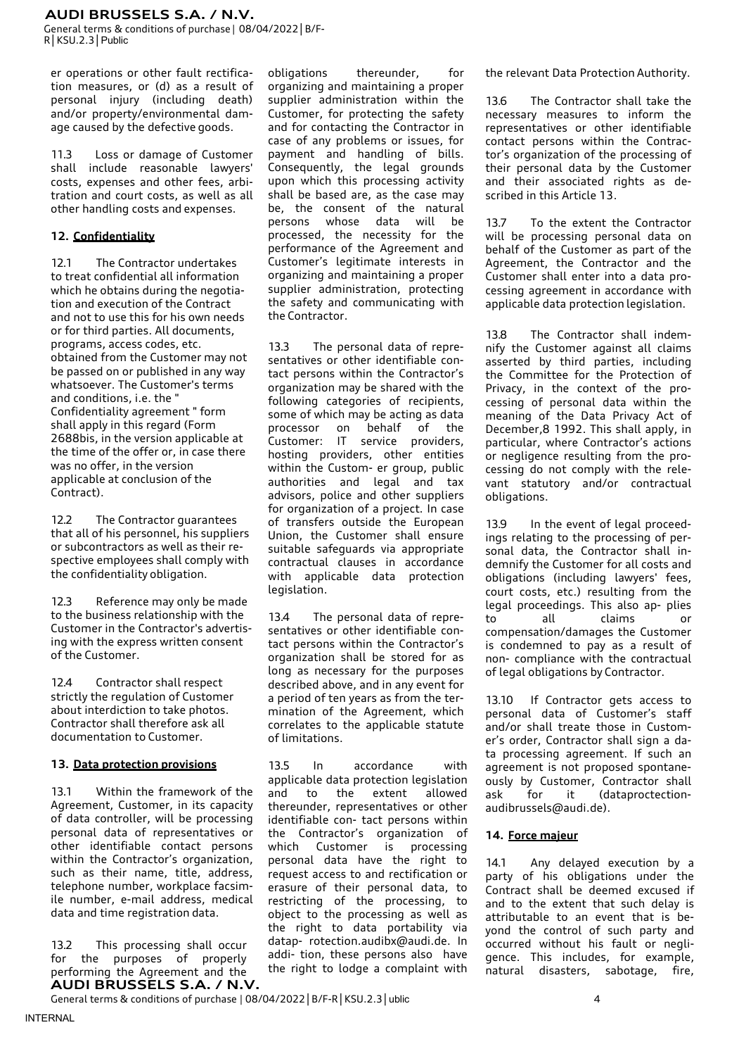er operations or other fault rectification measures, or (d) as a result of personal injury (including death) and/or property/environmental damage caused by the defective goods.

11.3 Loss or damage of Customer shall include reasonable lawyers' costs, expenses and other fees, arbitration and court costs, as well as all other handling costs and expenses.

## 12. Confidentiality

12.1 The Contractor undertakes to treat confidential all information which he obtains during the negotiation and execution of the Contract and not to use this for his own needs or for third parties. All documents, programs, access codes, etc. obtained from the Customer may not be passed on or published in any way whatsoever. The Customer's terms and conditions, i.e. the " Confidentiality agreement " form shall apply in this regard (Form 2688bis, in the version applicable at the time of the offer or, in case there was no offer, in the version applicable at conclusion of the Contract).

12.2 The Contractor guarantees that all of his personnel, his suppliers or subcontractors as well as their respective employees shall comply with the confidentiality obligation.

12.3 Reference may only be made to the business relationship with the Customer in the Contractor's advertising with the express written consent of the Customer.

12.4 Contractor shall respect strictly the regulation of Customer about interdiction to take photos. Contractor shall therefore ask all documentation to Customer.

## 13. Data protection provisions

13.1 Within the framework of the Agreement, Customer, in its capacity of data controller, will be processing personal data of representatives or other identifiable contact persons within the Contractor's organization, such as their name, title, address, telephone number, workplace facsimile number, e-mail address, medical data and time registration data.

13.2 This processing shall occur for the purposes of properly performing the Agreement and the obligations thereunder, for organizing and maintaining a proper supplier administration within the Customer, for protecting the safety and for contacting the Contractor in case of any problems or issues, for payment and handling of bills. Consequently, the legal grounds upon which this processing activity shall be based are, as the case may be, the consent of the natural persons whose data will be processed, the necessity for the performance of the Agreement and Customer's legitimate interests in organizing and maintaining a proper supplier administration, protecting the safety and communicating with the Contractor.

13.3 The personal data of representatives or other identifiable contact persons within the Contractor's organization may be shared with the following categories of recipients, some of which may be acting as data processor on behalf of the Customer: IT service providers, hosting providers, other entities within the Custom- er group, public authorities and legal and tax advisors, police and other suppliers for organization of a project. In case of transfers outside the European Union, the Customer shall ensure suitable safeguards via appropriate contractual clauses in accordance with applicable data protection legislation.

13.4 The personal data of representatives or other identifiable contact persons within the Contractor's organization shall be stored for as long as necessary for the purposes described above, and in any event for a period of ten years as from the termination of the Agreement, which correlates to the applicable statute of limitations.

13.5 In accordance with applicable data protection legislation and to the extent allowed thereunder, representatives or other identifiable con- tact persons within the Contractor's organization of which Customer is processing personal data have the right to request access to and rectification or erasure of their personal data, to restricting of the processing, to object to the processing as well as the right to data portability via datap- rotection.audibx@audi.de. In addi- tion, these persons also have the right to lodge a complaint with the relevant Data Protection Authority.

13.6 The Contractor shall take the necessary measures to inform the representatives or other identifiable contact persons within the Contractor's organization of the processing of their personal data by the Customer and their associated rights as described in this Article 13.

13.7 To the extent the Contractor will be processing personal data on behalf of the Customer as part of the Agreement, the Contractor and the Customer shall enter into a data processing agreement in accordance with applicable data protection legislation.

13.8 The Contractor shall indemnify the Customer against all claims asserted by third parties, including the Committee for the Protection of Privacy, in the context of the processing of personal data within the meaning of the Data Privacy Act of December,8 1992. This shall apply, in particular, where Contractor's actions or negligence resulting from the processing do not comply with the relevant statutory and/or contractual obligations.

13.9 In the event of legal proceedings relating to the processing of personal data, the Contractor shall indemnify the Customer for all costs and obligations (including lawyers' fees, court costs, etc.) resulting from the legal proceedings. This also ap- plies to all claims or compensation/damages the Customer is condemned to pay as a result of non- compliance with the contractual of legal obligations by Contractor.

13.10 If Contractor gets access to personal data of Customer's staff and/or shall treate those in Customer's order, Contractor shall sign a data processing agreement. If such an agreement is not proposed spontaneously by Customer, Contractor shall ask for it (dataproctection-audibrussels@audi.de).

## 14. Force majeur

14.1 Any delayed execution by a party of his obligations under the Contract shall be deemed excused if and to the extent that such delay is attributable to an event that is beyond the control of such party and occurred without his fault or negligence. This includes, for example, natural disasters, sabotage, fire,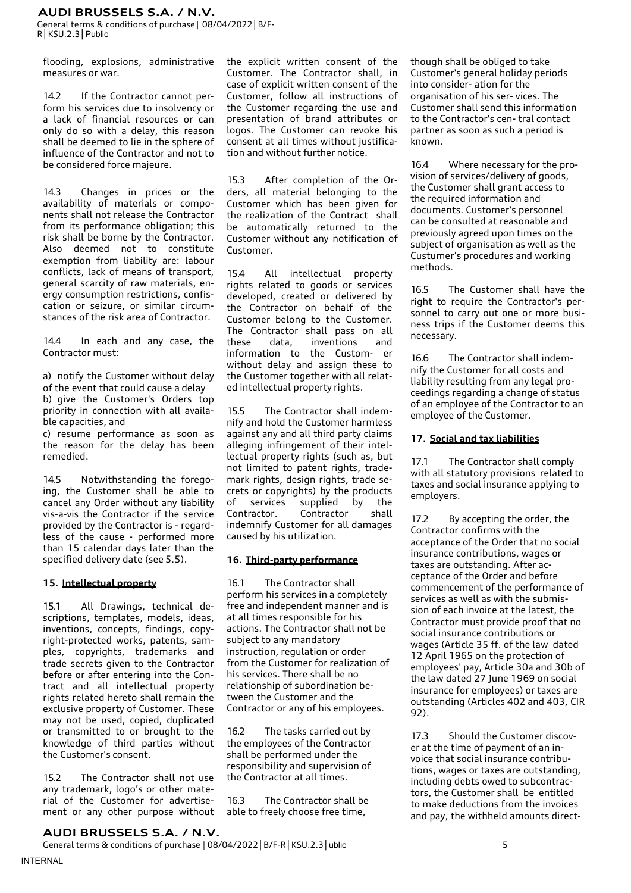flooding, explosions, administrative measures or war.

14.2 If the Contractor cannot perform his services due to insolvency or a lack of financial resources or can only do so with a delay, this reason shall be deemed to lie in the sphere of influence of the Contractor and not to be considered force majeure.

14.3 Changes in prices or the availability of materials or components shall not release the Contractor from its performance obligation; this risk shall be borne by the Contractor. Also deemed not to constitute exemption from liability are: labour conflicts, lack of means of transport, general scarcity of raw materials, energy consumption restrictions, confiscation or seizure, or similar circumstances of the risk area of Contractor.

14.4 In each and any case, the Contractor must:

a) notify the Customer without delay of the event that could cause a delay
b) give the Customer's Orders top priority in connection with all available capacities, and
c) resume performance as soon as the reason for the delay has been remedied.

14.5 Notwithstanding the foregoing, the Customer shall be able to cancel any Order without any liability vis-a-vis the Contractor if the service provided by the Contractor is - regardless of the cause - performed more than 15 calendar days later than the specified delivery date (see 5.5).

## 15. Intellectual property

15.1 All Drawings, technical descriptions, templates, models, ideas, inventions, concepts, findings, copyright-protected works, patents, samples, copyrights, trademarks and trade secrets given to the Contractor before or after entering into the Contract and all intellectual property rights related hereto shall remain the exclusive property of Customer. These may not be used, copied, duplicated or transmitted to or brought to the knowledge of third parties without the Customer's consent.

15.2 The Contractor shall not use any trademark, logo's or other material of the Customer for advertisement or any other purpose without the explicit written consent of the Customer. The Contractor shall, in case of explicit written consent of the Customer, follow all instructions of the Customer regarding the use and presentation of brand attributes or logos. The Customer can revoke his consent at all times without justification and without further notice.

15.3 After completion of the Orders, all material belonging to the Customer which has been given for the realization of the Contract shall be automatically returned to the Customer without any notification of Customer.

15.4 All intellectual property rights related to goods or services developed, created or delivered by the Contractor on behalf of the Customer belong to the Customer. The Contractor shall pass on all these data, inventions and information to the Customer without delay and assign these to the Customer together with all related intellectual property rights.

15.5 The Contractor shall indemnify and hold the Customer harmless against any and all third party claims alleging infringement of their intellectual property rights (such as, but not limited to patent rights, trademark rights, design rights, trade secrets or copyrights) by the products of services supplied by the Contractor. Contractor shall indemnify Customer for all damages caused by his utilization.

## 16. Third-party performance

16.1 The Contractor shall perform his services in a completely free and independent manner and is at all times responsible for his actions. The Contractor shall not be subject to any mandatory instruction, regulation or order from the Customer for realization of his services. There shall be no relationship of subordination between the Customer and the Contractor or any of his employees.

16.2 The tasks carried out by the employees of the Contractor shall be performed under the responsibility and supervision of the Contractor at all times.

16.3 The Contractor shall be able to freely choose free time, though shall be obliged to take Customer's general holiday periods into consider- ation for the organisation of his ser- vices. The Customer shall send this information to the Contractor's cen- tral contact partner as soon as such a period is known.

16.4 Where necessary for the provision of services/delivery of goods, the Customer shall grant access to the required information and documents. Customer's personnel can be consulted at reasonable and previously agreed upon times on the subject of organisation as well as the Custumer's procedures and working methods.

16.5 The Customer shall have the right to require the Contractor's personnel to carry out one or more business trips if the Customer deems this necessary.

16.6 The Contractor shall indemnify the Customer for all costs and liability resulting from any legal proceedings regarding a change of status of an employee of the Contractor to an employee of the Customer.

## 17. Social and tax liabilities

17.1 The Contractor shall comply with all statutory provisions related to taxes and social insurance applying to employers.

17.2 By accepting the order, the Contractor confirms with the acceptance of the Order that no social insurance contributions, wages or taxes are outstanding. After acceptance of the Order and before commencement of the performance of services as well as with the submission of each invoice at the latest, the Contractor must provide proof that no social insurance contributions or wages (Article 35 ff. of the law dated 12 April 1965 on the protection of employees' pay, Article 30a and 30b of the law dated 27 June 1969 on social insurance for employees) or taxes are outstanding (Articles 402 and 403, CIR 92).

17.3 Should the Customer discover at the time of payment of an invoice that social insurance contributions, wages or taxes are outstanding, including debts owed to subcontractors, the Customer shall be entitled to make deductions from the invoices and pay, the withheld amounts direct-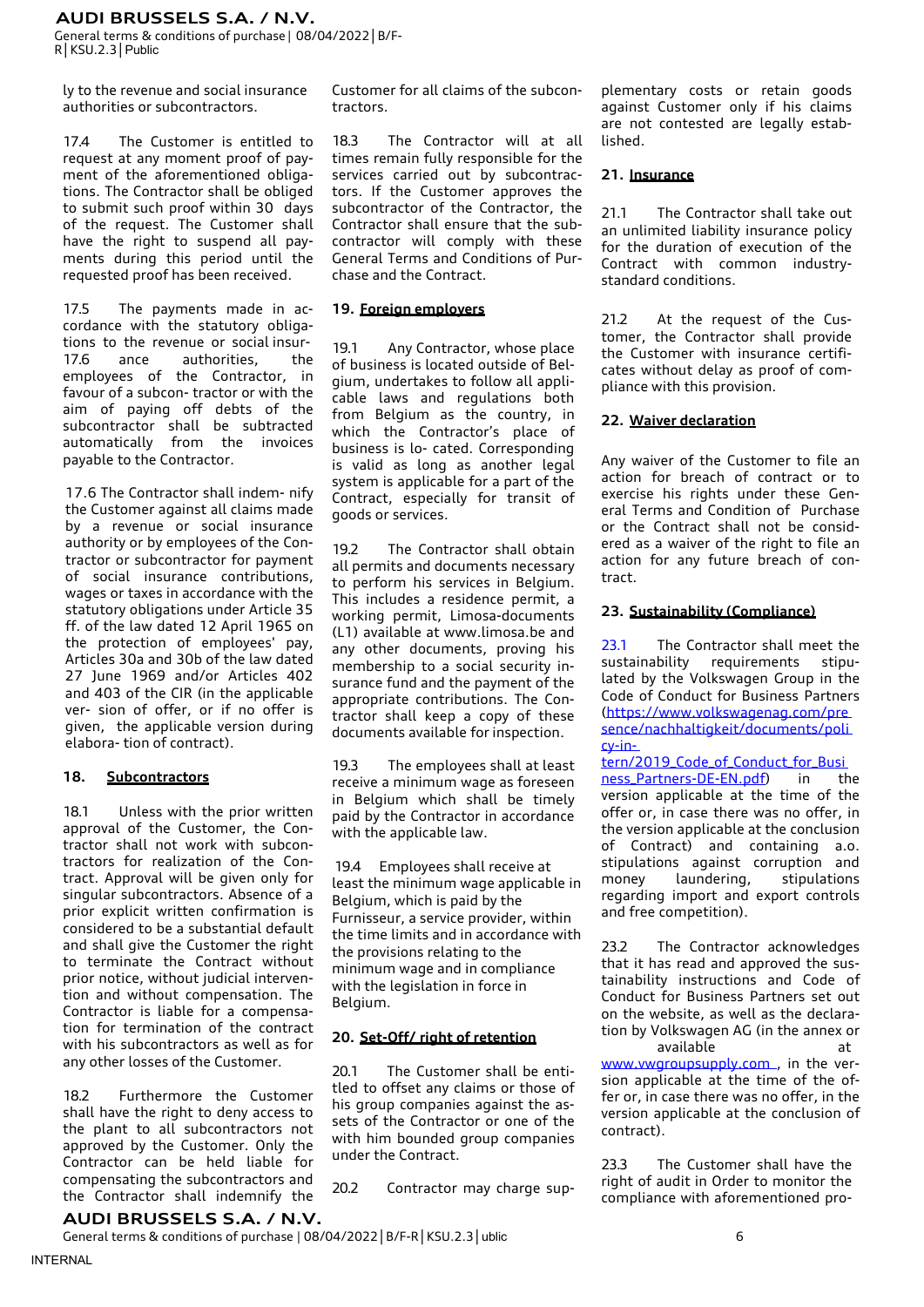ly to the revenue and social insurance authorities or subcontractors.

17.4 The Customer is entitled to request at any moment proof of payment of the aforementioned obligations. The Contractor shall be obliged to submit such proof within 30 days of the request. The Customer shall have the right to suspend all payments during this period until the requested proof has been received.

17.5 The payments made in accordance with the statutory obligations to the revenue or social insurance authorities, the employees of the Contractor, in favour of a subcon- tractor or with the aim of paying off debts of the subcontractor shall be subtracted automatically from the invoices payable to the Contractor.

17.6 The Contractor shall indem- nify the Customer against all claims made by a revenue or social insurance authority or by employees of the Contractor or subcontractor for payment of social insurance contributions, wages or taxes in accordance with the statutory obligations under Article 35 ff. of the law dated 12 April 1965 on the protection of employees' pay, Articles 30a and 30b of the law dated 27 June 1969 and/or Articles 402 and 403 of the CIR (in the applicable ver- sion of offer, or if no offer is given, the applicable version during elabora- tion of contract).

## 18. Subcontractors

18.1 Unless with the prior written approval of the Customer, the Contractor shall not work with subcontractors for realization of the Contract. Approval will be given only for singular subcontractors. Absence of a prior explicit written confirmation is considered to be a substantial default and shall give the Customer the right to terminate the Contract without prior notice, without judicial intervention and without compensation. The Contractor is liable for a compensation for termination of the contract with his subcontractors as well as for any other losses of the Customer.

18.2 Furthermore the Customer shall have the right to deny access to the plant to all subcontractors not approved by the Customer. Only the Contractor can be held liable for compensating the subcontractors and the Contractor shall indemnify the Customer for all claims of the subcontractors.

18.3 The Contractor will at all times remain fully responsible for the services carried out by subcontractors. If the Customer approves the subcontractor of the Contractor, the Contractor shall ensure that the subcontractor will comply with these General Terms and Conditions of Purchase and the Contract.

## 19. Foreign employers

19.1 Any Contractor, whose place of business is located outside of Belgium, undertakes to follow all applicable laws and regulations both from Belgium as the country, in which the Contractor's place of business is lo- cated. Corresponding is valid as long as another legal system is applicable for a part of the Contract, especially for transit of goods or services.

19.2 The Contractor shall obtain all permits and documents necessary to perform his services in Belgium. This includes a residence permit, a working permit, Limosa-documents (L1) available at www.limosa.be and any other documents, proving his membership to a social security insurance fund and the payment of the appropriate contributions. The Contractor shall keep a copy of these documents available for inspection.

19.3 The employees shall at least receive a minimum wage as foreseen in Belgium which shall be timely paid by the Contractor in accordance with the applicable law.

19.4 Employees shall receive at least the minimum wage applicable in Belgium, which is paid by the Furnisseur, a service provider, within the time limits and in accordance with the provisions relating to the minimum wage and in compliance with the legislation in force in Belgium.

## 20. Set-Off/ right of retention

20.1 The Customer shall be entitled to offset any claims or those of his group companies against the assets of the Contractor or one of the with him bounded group companies under the Contract.

20.2 Contractor may charge supplementary costs or retain goods against Customer only if his claims are not contested are legally established.

## 21. Insurance

21.1 The Contractor shall take out an unlimited liability insurance policy for the duration of execution of the Contract with common industry-standard conditions.

21.2 At the request of the Customer, the Contractor shall provide the Customer with insurance certificates without delay as proof of compliance with this provision.

## 22. Waiver declaration

Any waiver of the Customer to file an action for breach of contract or to exercise his rights under these General Terms and Condition of Purchase or the Contract shall not be considered as a waiver of the right to file an action for any future breach of contract.

## 23. Sustainability (Compliance)

23.1 The Contractor shall meet the sustainability requirements stipulated by the Volkswagen Group in the Code of Conduct for Business Partners (https://www.volkswagenag.com/presence/nachhaltigkeit/documents/policy-intern/2019_Code_of_Conduct_for_Business_Partners-DE-EN.pdf) in the version applicable at the time of the offer or, in case there was no offer, in the version applicable at the conclusion of Contract) and containing a.o. stipulations against corruption and money laundering, stipulations regarding import and export controls and free competition).

23.2 The Contractor acknowledges that it has read and approved the sustainability instructions and Code of Conduct for Business Partners set out on the website, as well as the declaration by Volkswagen AG (in the annex or available at www.vwgroupsupply.com , in the version applicable at the time of the offer or, in case there was no offer, in the version applicable at the conclusion of contract).

23.3 The Customer shall have the right of audit in Order to monitor the compliance with aforementioned pro-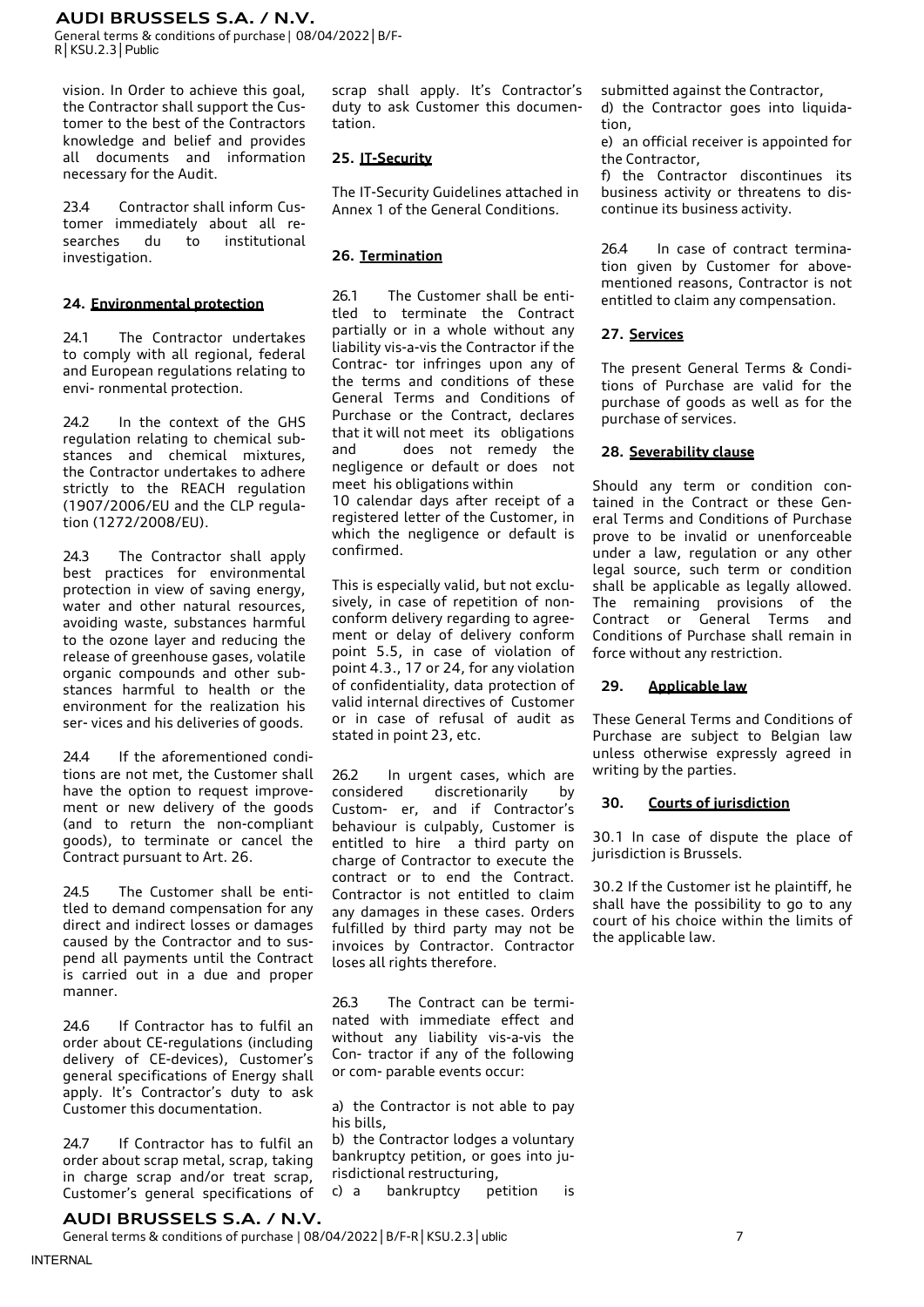vision. In Order to achieve this goal, the Contractor shall support the Customer to the best of the Contractors knowledge and belief and provides all documents and information necessary for the Audit.

23.4 Contractor shall inform Customer immediately about all researches du to institutional investigation.

## 24. Environmental protection

24.1 The Contractor undertakes to comply with all regional, federal and European regulations relating to envi- ronmental protection.

24.2 In the context of the GHS regulation relating to chemical substances and chemical mixtures, the Contractor undertakes to adhere strictly to the REACH regulation (1907/2006/EU and the CLP regulation (1272/2008/EU).

24.3 The Contractor shall apply best practices for environmental protection in view of saving energy, water and other natural resources, avoiding waste, substances harmful to the ozone layer and reducing the release of greenhouse gases, volatile organic compounds and other substances harmful to health or the environment for the realization his ser- vices and his deliveries of goods.

24.4 If the aforementioned conditions are not met, the Customer shall have the option to request improvement or new delivery of the goods (and to return the non-compliant goods), to terminate or cancel the Contract pursuant to Art. 26.

24.5 The Customer shall be entitled to demand compensation for any direct and indirect losses or damages caused by the Contractor and to suspend all payments until the Contract is carried out in a due and proper manner.

24.6 If Contractor has to fulfil an order about CE-regulations (including delivery of CE-devices), Customer's general specifications of Energy shall apply. It's Contractor's duty to ask Customer this documentation.

24.7 If Contractor has to fulfil an order about scrap metal, scrap, taking in charge scrap and/or treat scrap, Customer's general specifications of scrap shall apply. It's Contractor's duty to ask Customer this documentation.

## 25. IT-Security

The IT-Security Guidelines attached in Annex 1 of the General Conditions.

## 26. Termination

26.1 The Customer shall be entitled to terminate the Contract partially or in a whole without any liability vis-a-vis the Contractor if the Contrac- tor infringes upon any of the terms and conditions of these General Terms and Conditions of Purchase or the Contract, declares that it will not meet its obligations and does not remedy the negligence or default or does not meet his obligations within 10 calendar days after receipt of a registered letter of the Customer, in which the negligence or default is confirmed.

This is especially valid, but not exclusively, in case of repetition of non-conform delivery regarding to agreement or delay of delivery conform point 5.5, in case of violation of point 4.3., 17 or 24, for any violation of confidentiality, data protection of valid internal directives of Customer or in case of refusal of audit as stated in point 23, etc.

26.2 In urgent cases, which are considered discretionarily by Custom- er, and if Contractor's behaviour is culpably, Customer is entitled to hire a third party on charge of Contractor to execute the contract or to end the Contract. Contractor is not entitled to claim any damages in these cases. Orders fulfilled by third party may not be invoices by Contractor. Contractor loses all rights therefore.

26.3 The Contract can be terminated with immediate effect and without any liability vis-a-vis the Con- tractor if any of the following or com- parable events occur:

a) the Contractor is not able to pay his bills,

b) the Contractor lodges a voluntary bankruptcy petition, or goes into jurisdictional restructuring,

c) a bankruptcy petition is submitted against the Contractor,

d) the Contractor goes into liquidation,

e) an official receiver is appointed for the Contractor,

f) the Contractor discontinues its business activity or threatens to discontinue its business activity.

26.4 In case of contract termination given by Customer for above-mentioned reasons, Contractor is not entitled to claim any compensation.

## 27. Services

The present General Terms & Conditions of Purchase are valid for the purchase of goods as well as for the purchase of services.

## 28. Severability clause

Should any term or condition contained in the Contract or these General Terms and Conditions of Purchase prove to be invalid or unenforceable under a law, regulation or any other legal source, such term or condition shall be applicable as legally allowed. The remaining provisions of the Contract or General Terms and Conditions of Purchase shall remain in force without any restriction.

## 29. Applicable law

These General Terms and Conditions of Purchase are subject to Belgian law unless otherwise expressly agreed in writing by the parties.

## 30. Courts of jurisdiction

30.1 In case of dispute the place of jurisdiction is Brussels.

30.2 If the Customer ist he plaintiff, he shall have the possibility to go to any court of his choice within the limits of the applicable law.